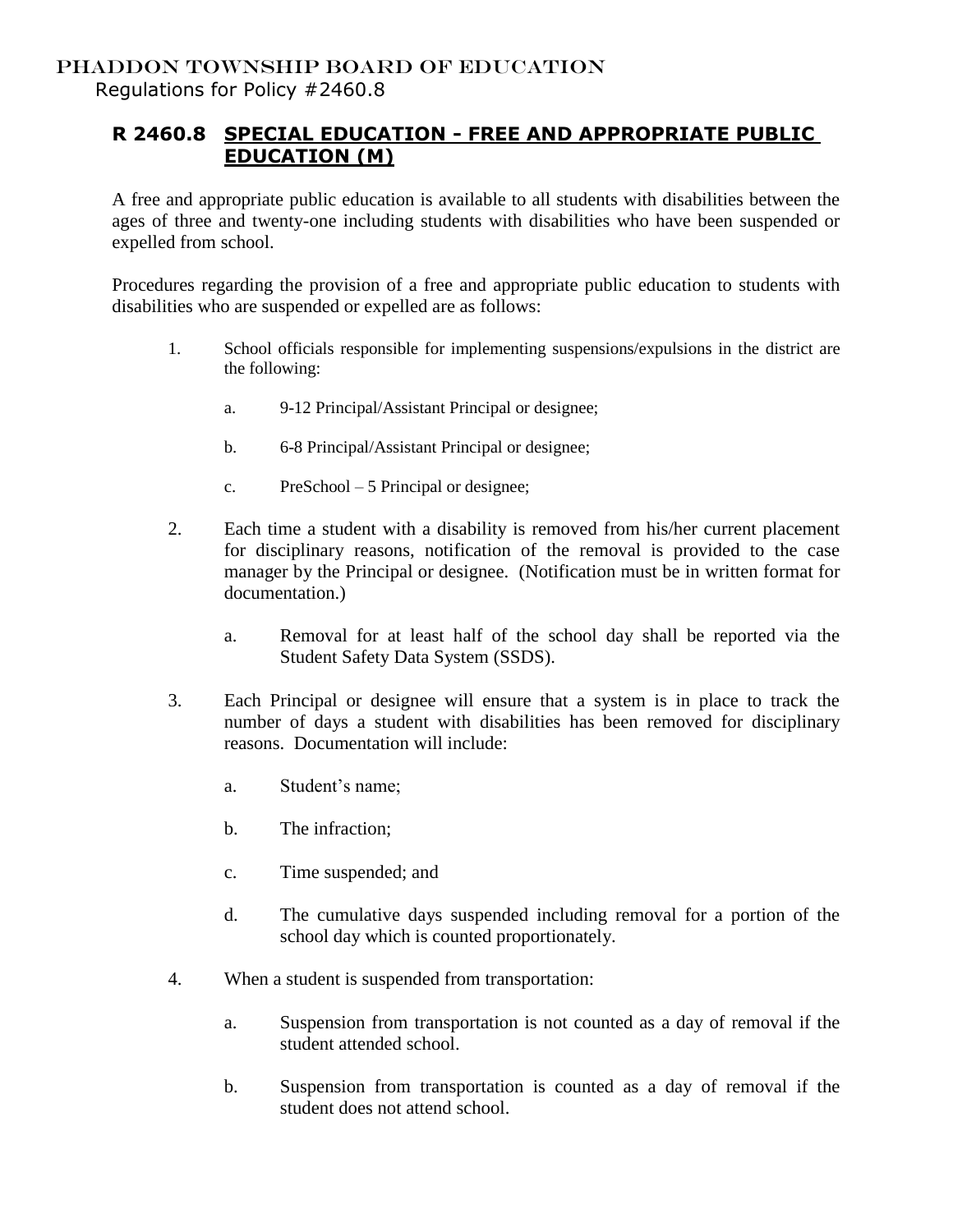# PHADDON TOWNSHIP BOARD OF EDUCATION

Regulations for Policy #2460.8

## R 2460.8 SPECIAL EDUCATION - FREE AND APPROPRIATE PUBLIC EDUCATION (M)

A free and appropriate public education is available to all students with disabilities between the ages of three and twenty-one including students with disabilities who have been suspended or expelled from school.

Procedures regarding the provision of a free and appropriate public education to students with disabilities who are suspended or expelled are as follows:

1. School officials responsible for implementing suspensions/expulsions in the district are the following:

   a. 9-12 Principal/Assistant Principal or designee;

   b. 6-8 Principal/Assistant Principal or designee;

   c. PreSchool – 5 Principal or designee;

2. Each time a student with a disability is removed from his/her current placement for disciplinary reasons, notification of the removal is provided to the case manager by the Principal or designee. (Notification must be in written format for documentation.)

   a. Removal for at least half of the school day shall be reported via the Student Safety Data System (SSDS).

3. Each Principal or designee will ensure that a system is in place to track the number of days a student with disabilities has been removed for disciplinary reasons. Documentation will include:

   a. Student's name;

   b. The infraction;

   c. Time suspended; and

   d. The cumulative days suspended including removal for a portion of the school day which is counted proportionately.

4. When a student is suspended from transportation:

   a. Suspension from transportation is not counted as a day of removal if the student attended school.

   b. Suspension from transportation is counted as a day of removal if the student does not attend school.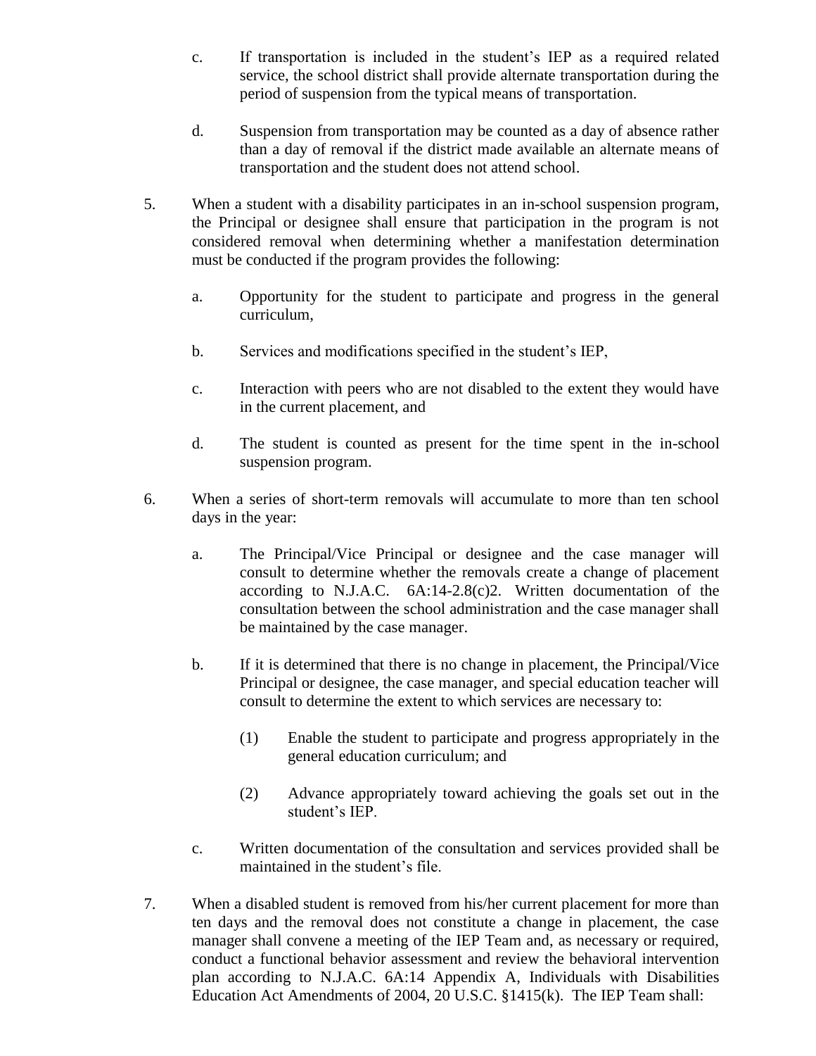c. If transportation is included in the student's IEP as a required related service, the school district shall provide alternate transportation during the period of suspension from the typical means of transportation.

d. Suspension from transportation may be counted as a day of absence rather than a day of removal if the district made available an alternate means of transportation and the student does not attend school.

5. When a student with a disability participates in an in-school suspension program, the Principal or designee shall ensure that participation in the program is not considered removal when determining whether a manifestation determination must be conducted if the program provides the following:

   a. Opportunity for the student to participate and progress in the general curriculum,

   b. Services and modifications specified in the student's IEP,

   c. Interaction with peers who are not disabled to the extent they would have in the current placement, and

   d. The student is counted as present for the time spent in the in-school suspension program.

6. When a series of short-term removals will accumulate to more than ten school days in the year:

   a. The Principal/Vice Principal or designee and the case manager will consult to determine whether the removals create a change of placement according to N.J.A.C. 6A:14-2.8(c)2. Written documentation of the consultation between the school administration and the case manager shall be maintained by the case manager.

   b. If it is determined that there is no change in placement, the Principal/Vice Principal or designee, the case manager, and special education teacher will consult to determine the extent to which services are necessary to:

      (1) Enable the student to participate and progress appropriately in the general education curriculum; and

      (2) Advance appropriately toward achieving the goals set out in the student's IEP.

   c. Written documentation of the consultation and services provided shall be maintained in the student's file.

7. When a disabled student is removed from his/her current placement for more than ten days and the removal does not constitute a change in placement, the case manager shall convene a meeting of the IEP Team and, as necessary or required, conduct a functional behavior assessment and review the behavioral intervention plan according to N.J.A.C. 6A:14 Appendix A, Individuals with Disabilities Education Act Amendments of 2004, 20 U.S.C. §1415(k). The IEP Team shall: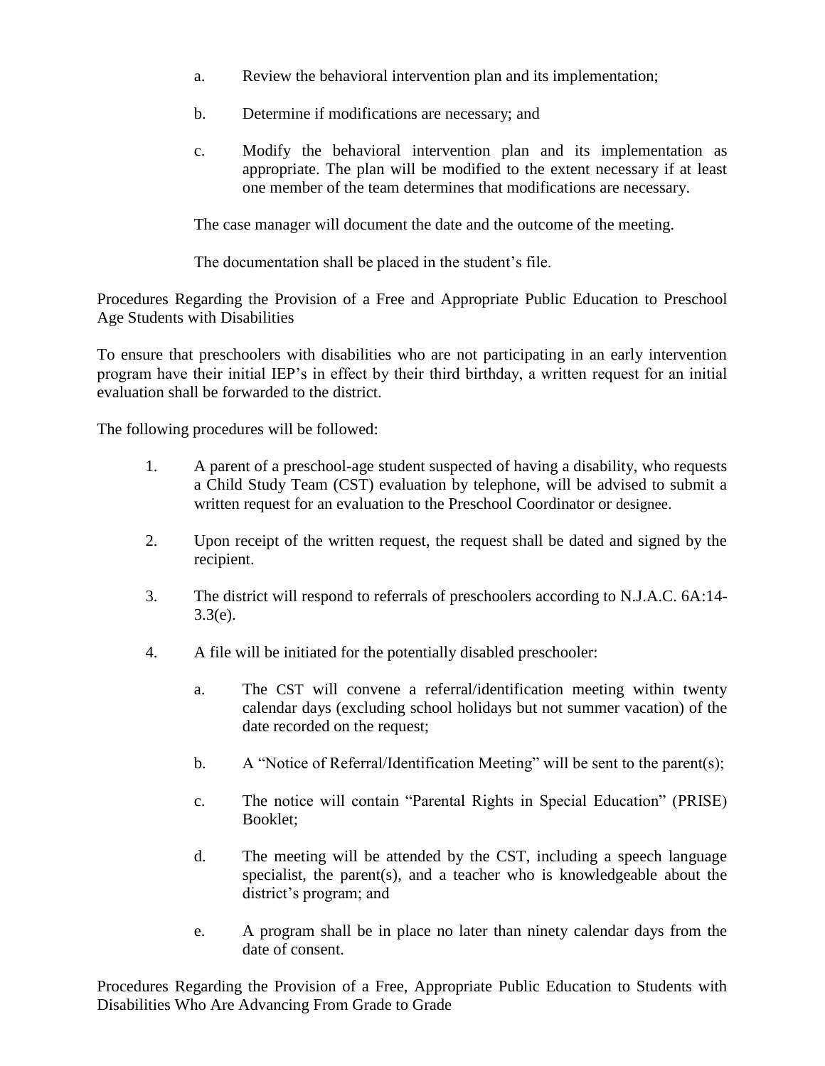a. Review the behavioral intervention plan and its implementation;

b. Determine if modifications are necessary; and

c. Modify the behavioral intervention plan and its implementation as appropriate. The plan will be modified to the extent necessary if at least one member of the team determines that modifications are necessary.

The case manager will document the date and the outcome of the meeting.

The documentation shall be placed in the student's file.

Procedures Regarding the Provision of a Free and Appropriate Public Education to Preschool Age Students with Disabilities

To ensure that preschoolers with disabilities who are not participating in an early intervention program have their initial IEP's in effect by their third birthday, a written request for an initial evaluation shall be forwarded to the district.

The following procedures will be followed:

1. A parent of a preschool-age student suspected of having a disability, who requests a Child Study Team (CST) evaluation by telephone, will be advised to submit a written request for an evaluation to the Preschool Coordinator or designee.

2. Upon receipt of the written request, the request shall be dated and signed by the recipient.

3. The district will respond to referrals of preschoolers according to N.J.A.C. 6A:14-3.3(e).

4. A file will be initiated for the potentially disabled preschooler:

   a. The CST will convene a referral/identification meeting within twenty calendar days (excluding school holidays but not summer vacation) of the date recorded on the request;

   b. A "Notice of Referral/Identification Meeting" will be sent to the parent(s);

   c. The notice will contain "Parental Rights in Special Education" (PRISE) Booklet;

   d. The meeting will be attended by the CST, including a speech language specialist, the parent(s), and a teacher who is knowledgeable about the district's program; and

   e. A program shall be in place no later than ninety calendar days from the date of consent.

Procedures Regarding the Provision of a Free, Appropriate Public Education to Students with Disabilities Who Are Advancing From Grade to Grade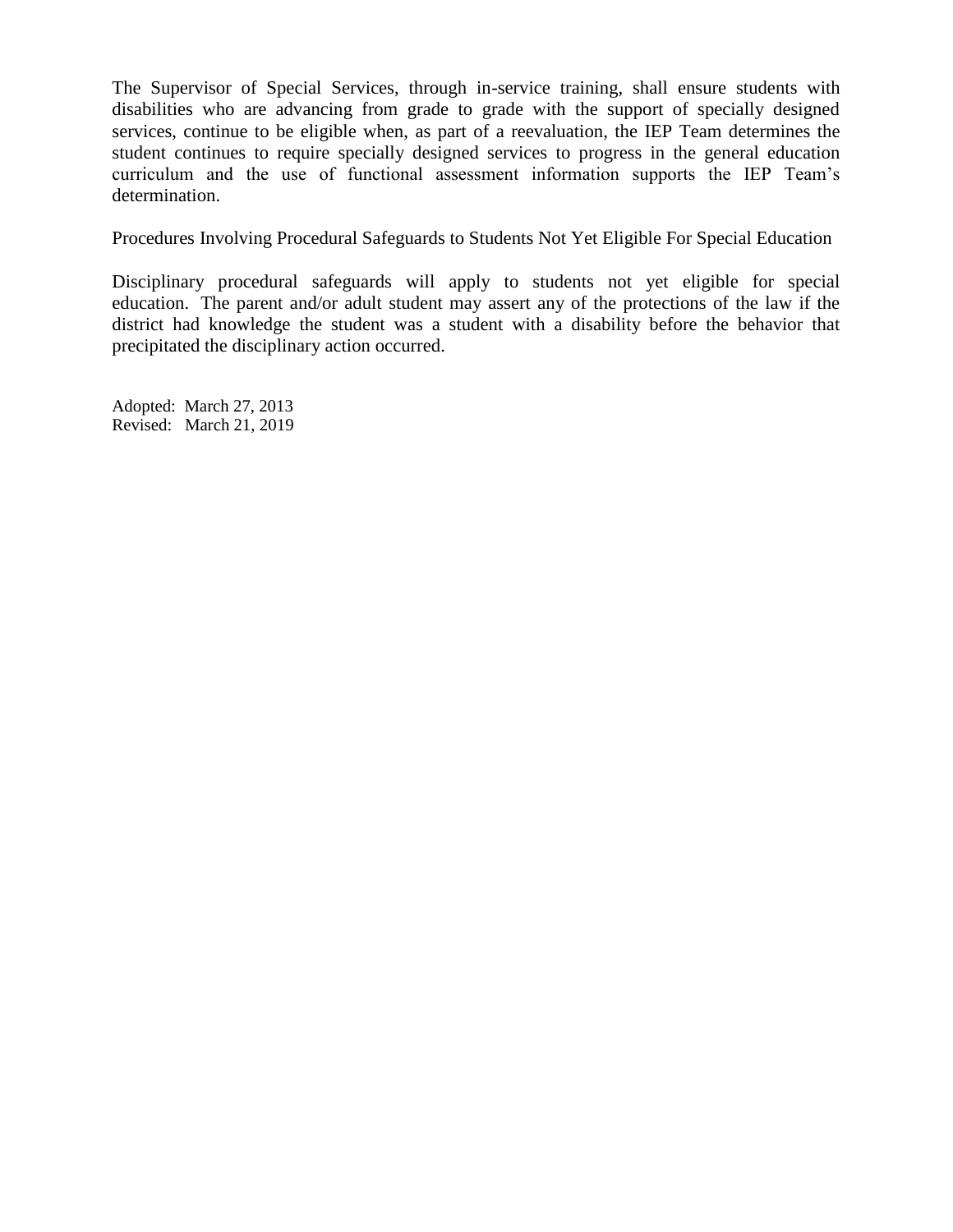The Supervisor of Special Services, through in-service training, shall ensure students with disabilities who are advancing from grade to grade with the support of specially designed services, continue to be eligible when, as part of a reevaluation, the IEP Team determines the student continues to require specially designed services to progress in the general education curriculum and the use of functional assessment information supports the IEP Team's determination.

Procedures Involving Procedural Safeguards to Students Not Yet Eligible For Special Education

Disciplinary procedural safeguards will apply to students not yet eligible for special education. The parent and/or adult student may assert any of the protections of the law if the district had knowledge the student was a student with a disability before the behavior that precipitated the disciplinary action occurred.

Adopted: March 27, 2013
Revised: March 21, 2019